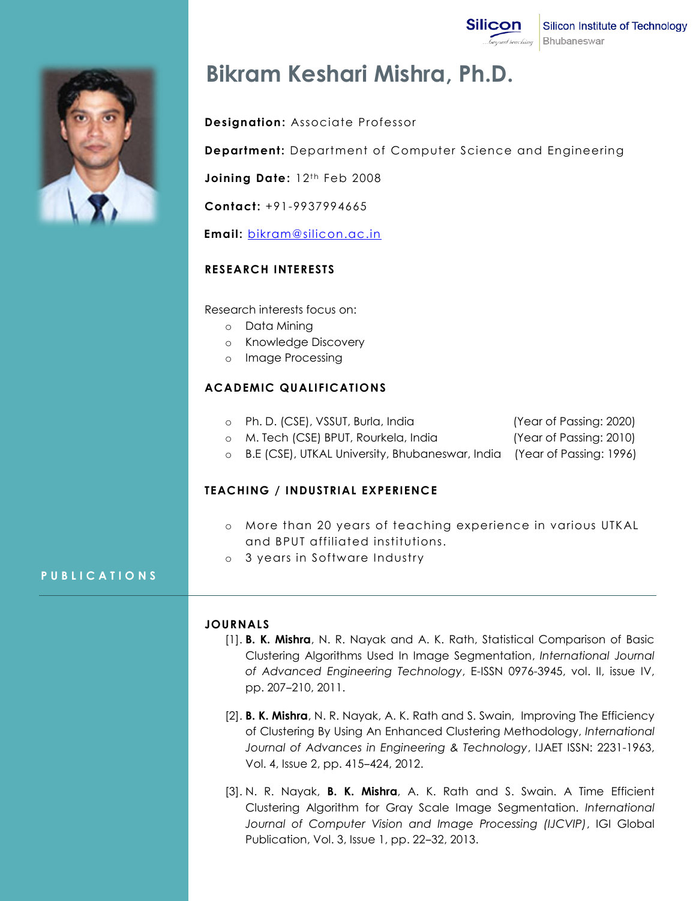Silicon Institute of Technology
Bhubaneswar

# Bikram Keshari Mishra, Ph.D.

**Designation:** Associate Professor

**Department:** Department of Computer Science and Engineering

**Joining Date:** 12th Feb 2008

**Contact:** +91-9937994665

**Email:** bikram@silicon.ac.in

## RESEARCH INTERESTS

Research interests focus on:

- Data Mining
- Knowledge Discovery
- Image Processing

## ACADEMIC QUALIFICATIONS

- Ph. D. (CSE), VSSUT, Burla, India (Year of Passing: 2020)
- M. Tech (CSE) BPUT, Rourkela, India (Year of Passing: 2010)
- B.E (CSE), UTKAL University, Bhubaneswar, India (Year of Passing: 1996)

## TEACHING / INDUSTRIAL EXPERIENCE

- More than 20 years of teaching experience in various UTKAL and BPUT affiliated institutions.
- 3 years in Software Industry

## PUBLICATIONS

### JOURNALS

[1]. **B. K. Mishra**, N. R. Nayak and A. K. Rath, Statistical Comparison of Basic Clustering Algorithms Used In Image Segmentation, *International Journal of Advanced Engineering Technology*, E-ISSN 0976-3945, vol. II, issue IV, pp. 207–210, 2011.

[2]. **B. K. Mishra**, N. R. Nayak, A. K. Rath and S. Swain, Improving The Efficiency of Clustering By Using An Enhanced Clustering Methodology, *International Journal of Advances in Engineering & Technology*, IJAET ISSN: 2231-1963, Vol. 4, Issue 2, pp. 415–424, 2012.

[3]. N. R. Nayak, **B. K. Mishra**, A. K. Rath and S. Swain. A Time Efficient Clustering Algorithm for Gray Scale Image Segmentation. *International Journal of Computer Vision and Image Processing (IJCVIP)*, IGI Global Publication, Vol. 3, Issue 1, pp. 22–32, 2013.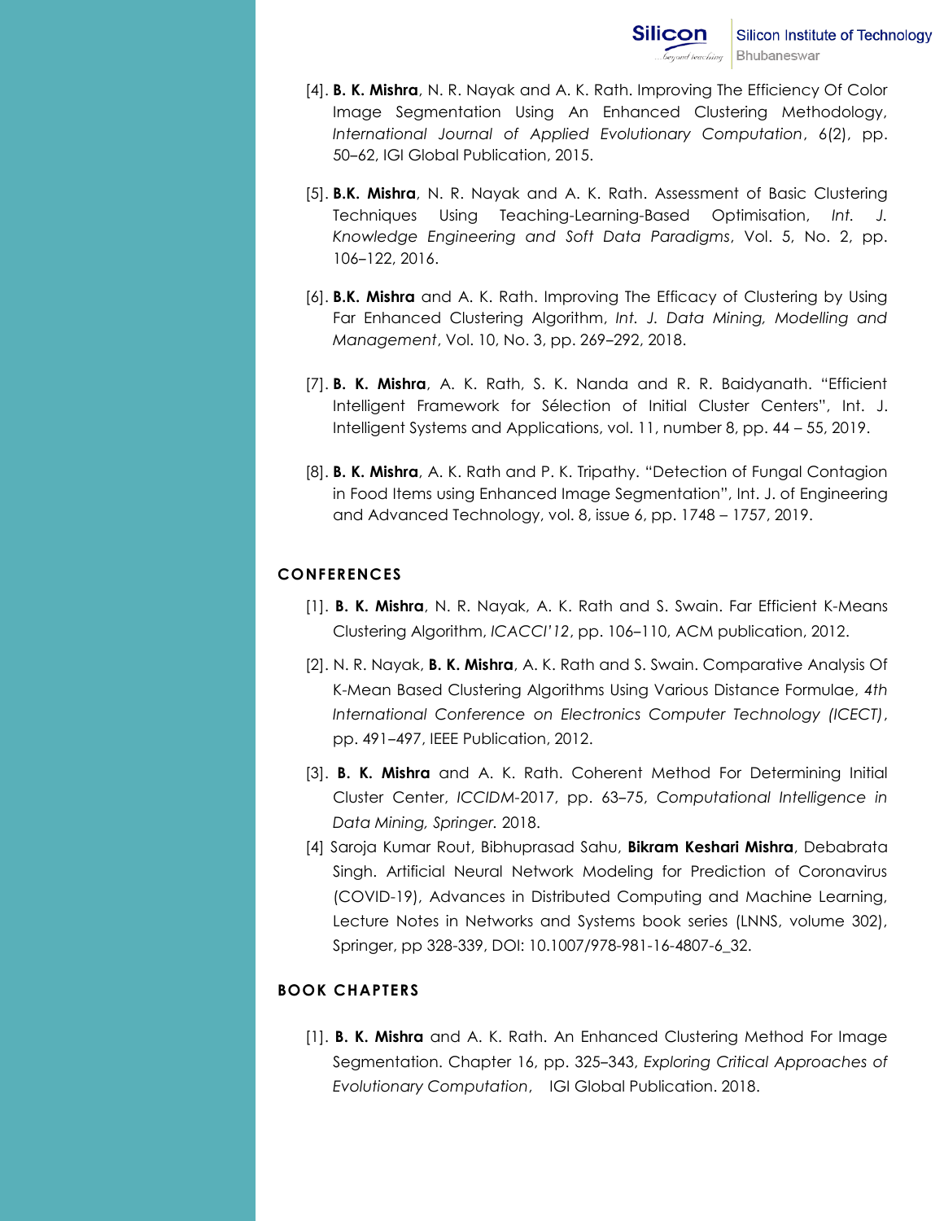[4]. **B. K. Mishra**, N. R. Nayak and A. K. Rath. Improving The Efficiency Of Color Image Segmentation Using An Enhanced Clustering Methodology, *International Journal of Applied Evolutionary Computation*, 6(2), pp. 50–62, IGI Global Publication, 2015.

[5]. **B.K. Mishra**, N. R. Nayak and A. K. Rath. Assessment of Basic Clustering Techniques Using Teaching-Learning-Based Optimisation, *Int. J. Knowledge Engineering and Soft Data Paradigms*, Vol. 5, No. 2, pp. 106–122, 2016.

[6]. **B.K. Mishra** and A. K. Rath. Improving The Efficacy of Clustering by Using Far Enhanced Clustering Algorithm, *Int. J. Data Mining, Modelling and Management*, Vol. 10, No. 3, pp. 269–292, 2018.

[7]. **B. K. Mishra**, A. K. Rath, S. K. Nanda and R. R. Baidyanath. "Efficient Intelligent Framework for Sélection of Initial Cluster Centers", Int. J. Intelligent Systems and Applications, vol. 11, number 8, pp. 44 – 55, 2019.

[8]. **B. K. Mishra**, A. K. Rath and P. K. Tripathy. "Detection of Fungal Contagion in Food Items using Enhanced Image Segmentation", Int. J. of Engineering and Advanced Technology, vol. 8, issue 6, pp. 1748 – 1757, 2019.

## CONFERENCES

[1]. **B. K. Mishra**, N. R. Nayak, A. K. Rath and S. Swain. Far Efficient K-Means Clustering Algorithm, *ICACCI'12*, pp. 106–110, ACM publication, 2012.

[2]. N. R. Nayak, **B. K. Mishra**, A. K. Rath and S. Swain. Comparative Analysis Of K-Mean Based Clustering Algorithms Using Various Distance Formulae, *4th International Conference on Electronics Computer Technology (ICECT)*, pp. 491–497, IEEE Publication, 2012.

[3]. **B. K. Mishra** and A. K. Rath. Coherent Method For Determining Initial Cluster Center, *ICCIDM*-2017, pp. 63–75, *Computational Intelligence in Data Mining, Springer.* 2018.

[4] Saroja Kumar Rout, Bibhuprasad Sahu, **Bikram Keshari Mishra**, Debabrata Singh. Artificial Neural Network Modeling for Prediction of Coronavirus (COVID-19), Advances in Distributed Computing and Machine Learning, Lecture Notes in Networks and Systems book series (LNNS, volume 302), Springer, pp 328-339, DOI: 10.1007/978-981-16-4807-6_32.

## BOOK CHAPTERS

[1]. **B. K. Mishra** and A. K. Rath. An Enhanced Clustering Method For Image Segmentation. Chapter 16, pp. 325–343, *Exploring Critical Approaches of Evolutionary Computation*, IGI Global Publication. 2018.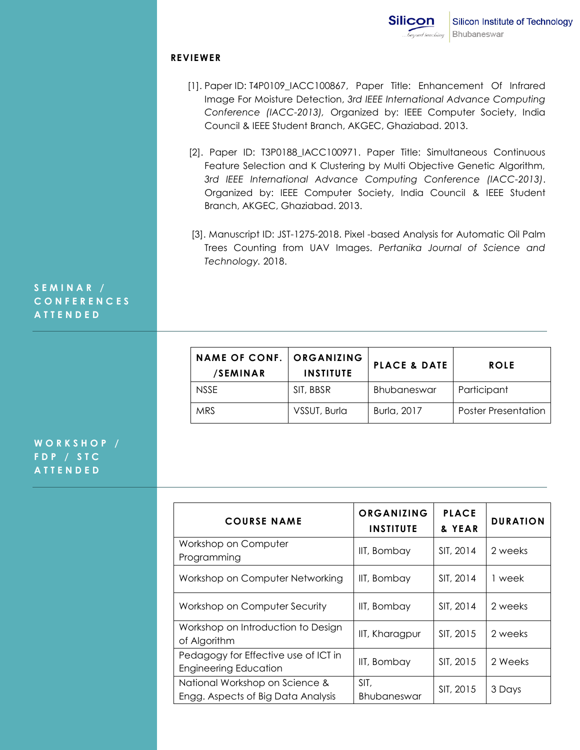## REVIEWER

[1]. Paper ID: T4P0109_IACC100867, Paper Title: Enhancement Of Infrared Image For Moisture Detection, *3rd IEEE International Advance Computing Conference (IACC-2013)*, Organized by: IEEE Computer Society, India Council & IEEE Student Branch, AKGEC, Ghaziabad. 2013.

[2]. Paper ID: T3P0188_IACC100971. Paper Title: Simultaneous Continuous Feature Selection and K Clustering by Multi Objective Genetic Algorithm, *3rd IEEE International Advance Computing Conference (IACC-2013)*. Organized by: IEEE Computer Society, India Council & IEEE Student Branch, AKGEC, Ghaziabad. 2013.

[3]. Manuscript ID: JST-1275-2018. Pixel -based Analysis for Automatic Oil Palm Trees Counting from UAV Images. *Pertanika Journal of Science and Technology*. 2018.

## SEMINAR / CONFERENCES ATTENDED

| NAME OF CONF. /SEMINAR | ORGANIZING INSTITUTE | PLACE & DATE | ROLE |
|---|---|---|---|
| NSSE | SIT, BBSR | Bhubaneswar | Participant |
| MRS | VSSUT, Burla | Burla, 2017 | Poster Presentation |

## WORKSHOP / FDP / STC ATTENDED

| COURSE NAME | ORGANIZING INSTITUTE | PLACE & YEAR | DURATION |
|---|---|---|---|
| Workshop on Computer Programming | IIT, Bombay | SIT, 2014 | 2 weeks |
| Workshop on Computer Networking | IIT, Bombay | SIT, 2014 | 1 week |
| Workshop on Computer Security | IIT, Bombay | SIT, 2014 | 2 weeks |
| Workshop on Introduction to Design of Algorithm | IIT, Kharagpur | SIT, 2015 | 2 weeks |
| Pedagogy for Effective use of ICT in Engineering Education | IIT, Bombay | SIT, 2015 | 2 Weeks |
| National Workshop on Science & Engg. Aspects of Big Data Analysis | SIT, Bhubaneswar | SIT, 2015 | 3 Days |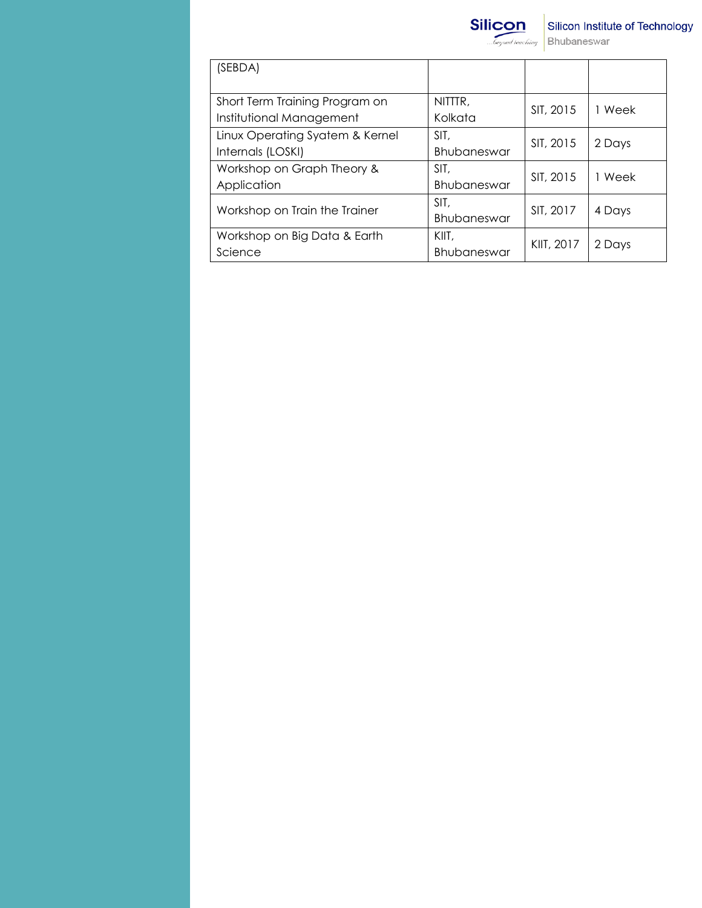| | | | |
|---|---|---|---|
| (SEBDA) | | | |
| Short Term Training Program on Institutional Management | NITTTR, Kolkata | SIT, 2015 | 1 Week |
| Linux Operating Syatem & Kernel Internals (LOSKI) | SIT, Bhubaneswar | SIT, 2015 | 2 Days |
| Workshop on Graph Theory & Application | SIT, Bhubaneswar | SIT, 2015 | 1 Week |
| Workshop on Train the Trainer | SIT, Bhubaneswar | SIT, 2017 | 4 Days |
| Workshop on Big Data & Earth Science | KIIT, Bhubaneswar | KIIT, 2017 | 2 Days |